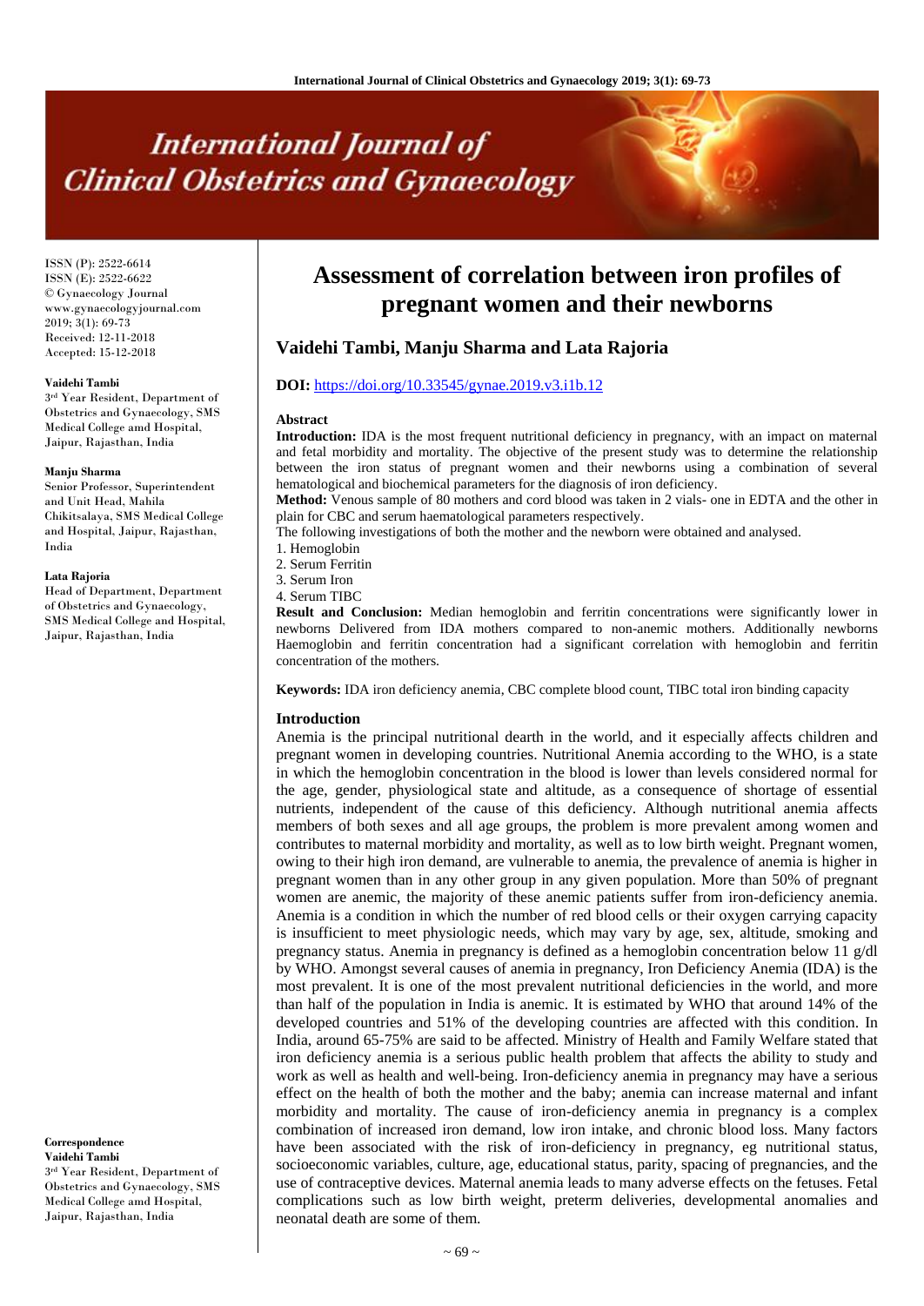# Assessment of correlation between iron profiles of pregnant women and their newborns

## Vaidehi Tambi, Manju Sharma and Lata Rajoria

ISSN (P): 2522-6614
ISSN (E): 2522-6622
© Gynaecology Journal
www.gynaecologyjournal.com
2019; 3(1): 69-73
Received: 12-11-2018
Accepted: 15-12-2018

**Vaidehi Tambi**
3rd Year Resident, Department of Obstetrics and Gynaecology, SMS Medical College amd Hospital, Jaipur, Rajasthan, India

**Manju Sharma**
Senior Professor, Superintendent and Unit Head, Mahila Chikitsalaya, SMS Medical College and Hospital, Jaipur, Rajasthan, India

**Lata Rajoria**
Head of Department, Department of Obstetrics and Gynaecology, SMS Medical College and Hospital, Jaipur, Rajasthan, India

**Correspondence**
**Vaidehi Tambi**
3rd Year Resident, Department of Obstetrics and Gynaecology, SMS Medical College amd Hospital, Jaipur, Rajasthan, India

**DOI:** https://doi.org/10.33545/gynae.2019.v3.i1b.12

### Abstract

**Introduction:** IDA is the most frequent nutritional deficiency in pregnancy, with an impact on maternal and fetal morbidity and mortality. The objective of the present study was to determine the relationship between the iron status of pregnant women and their newborns using a combination of several hematological and biochemical parameters for the diagnosis of iron deficiency.

**Method:** Venous sample of 80 mothers and cord blood was taken in 2 vials- one in EDTA and the other in plain for CBC and serum haematological parameters respectively.

The following investigations of both the mother and the newborn were obtained and analysed.

1. Hemoglobin
2. Serum Ferritin
3. Serum Iron
4. Serum TIBC

**Result and Conclusion:** Median hemoglobin and ferritin concentrations were significantly lower in newborns Delivered from IDA mothers compared to non-anemic mothers. Additionally newborns Haemoglobin and ferritin concentration had a significant correlation with hemoglobin and ferritin concentration of the mothers.

**Keywords:** IDA iron deficiency anemia, CBC complete blood count, TIBC total iron binding capacity

### Introduction

Anemia is the principal nutritional dearth in the world, and it especially affects children and pregnant women in developing countries. Nutritional Anemia according to the WHO, is a state in which the hemoglobin concentration in the blood is lower than levels considered normal for the age, gender, physiological state and altitude, as a consequence of shortage of essential nutrients, independent of the cause of this deficiency. Although nutritional anemia affects members of both sexes and all age groups, the problem is more prevalent among women and contributes to maternal morbidity and mortality, as well as to low birth weight. Pregnant women, owing to their high iron demand, are vulnerable to anemia, the prevalence of anemia is higher in pregnant women than in any other group in any given population. More than 50% of pregnant women are anemic, the majority of these anemic patients suffer from iron-deficiency anemia. Anemia is a condition in which the number of red blood cells or their oxygen carrying capacity is insufficient to meet physiologic needs, which may vary by age, sex, altitude, smoking and pregnancy status. Anemia in pregnancy is defined as a hemoglobin concentration below 11 g/dl by WHO. Amongst several causes of anemia in pregnancy, Iron Deficiency Anemia (IDA) is the most prevalent. It is one of the most prevalent nutritional deficiencies in the world, and more than half of the population in India is anemic. It is estimated by WHO that around 14% of the developed countries and 51% of the developing countries are affected with this condition. In India, around 65-75% are said to be affected. Ministry of Health and Family Welfare stated that iron deficiency anemia is a serious public health problem that affects the ability to study and work as well as health and well-being. Iron-deficiency anemia in pregnancy may have a serious effect on the health of both the mother and the baby; anemia can increase maternal and infant morbidity and mortality. The cause of iron-deficiency anemia in pregnancy is a complex combination of increased iron demand, low iron intake, and chronic blood loss. Many factors have been associated with the risk of iron-deficiency in pregnancy, eg nutritional status, socioeconomic variables, culture, age, educational status, parity, spacing of pregnancies, and the use of contraceptive devices. Maternal anemia leads to many adverse effects on the fetuses. Fetal complications such as low birth weight, preterm deliveries, developmental anomalies and neonatal death are some of them.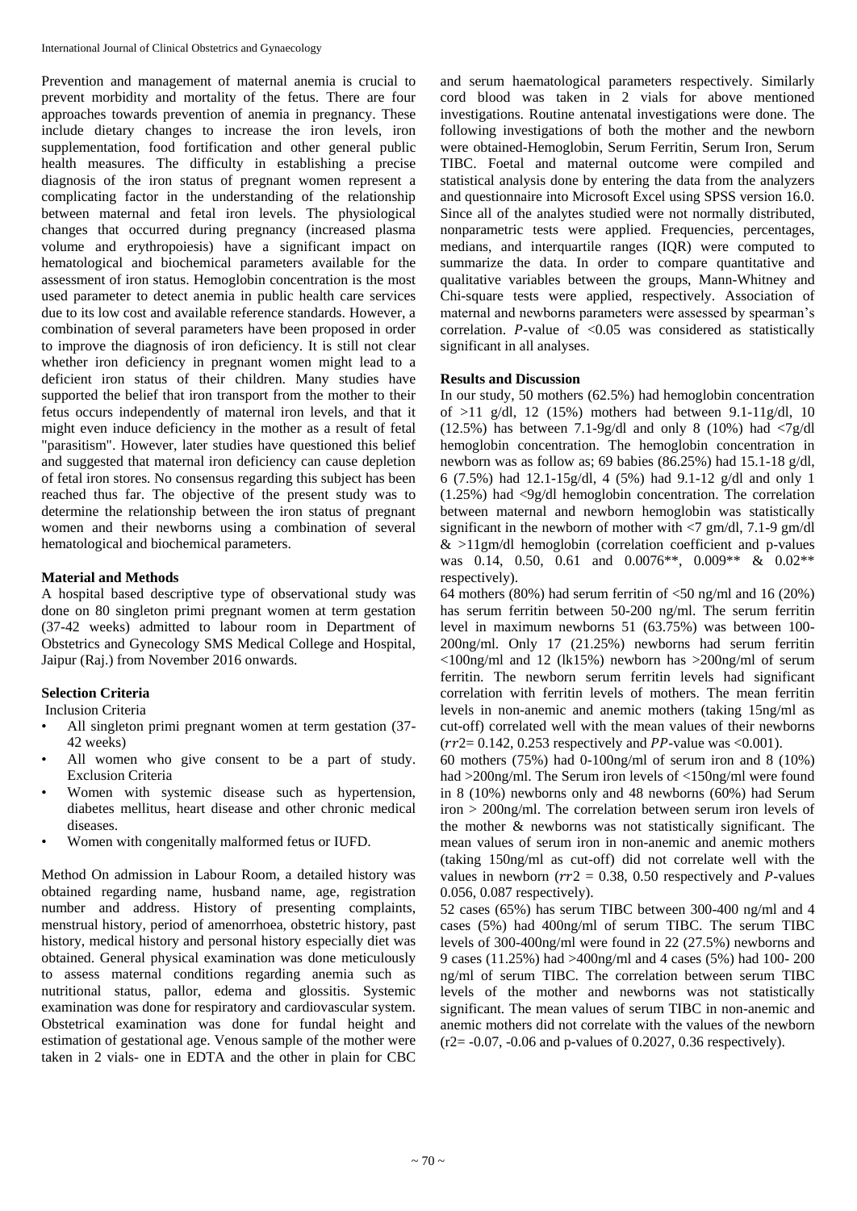Prevention and management of maternal anemia is crucial to prevent morbidity and mortality of the fetus. There are four approaches towards prevention of anemia in pregnancy. These include dietary changes to increase the iron levels, iron supplementation, food fortification and other general public health measures. The difficulty in establishing a precise diagnosis of the iron status of pregnant women represent a complicating factor in the understanding of the relationship between maternal and fetal iron levels. The physiological changes that occurred during pregnancy (increased plasma volume and erythropoiesis) have a significant impact on hematological and biochemical parameters available for the assessment of iron status. Hemoglobin concentration is the most used parameter to detect anemia in public health care services due to its low cost and available reference standards. However, a combination of several parameters have been proposed in order to improve the diagnosis of iron deficiency. It is still not clear whether iron deficiency in pregnant women might lead to a deficient iron status of their children. Many studies have supported the belief that iron transport from the mother to their fetus occurs independently of maternal iron levels, and that it might even induce deficiency in the mother as a result of fetal "parasitism". However, later studies have questioned this belief and suggested that maternal iron deficiency can cause depletion of fetal iron stores. No consensus regarding this subject has been reached thus far. The objective of the present study was to determine the relationship between the iron status of pregnant women and their newborns using a combination of several hematological and biochemical parameters.

## Material and Methods

A hospital based descriptive type of observational study was done on 80 singleton primi pregnant women at term gestation (37-42 weeks) admitted to labour room in Department of Obstetrics and Gynecology SMS Medical College and Hospital, Jaipur (Raj.) from November 2016 onwards.

### Selection Criteria

Inclusion Criteria

- All singleton primi pregnant women at term gestation (37-42 weeks)
- All women who give consent to be a part of study.

Exclusion Criteria

- Women with systemic disease such as hypertension, diabetes mellitus, heart disease and other chronic medical diseases.
- Women with congenitally malformed fetus or IUFD.

Method On admission in Labour Room, a detailed history was obtained regarding name, husband name, age, registration number and address. History of presenting complaints, menstrual history, period of amenorrhoea, obstetric history, past history, medical history and personal history especially diet was obtained. General physical examination was done meticulously to assess maternal conditions regarding anemia such as nutritional status, pallor, edema and glossitis. Systemic examination was done for respiratory and cardiovascular system. Obstetrical examination was done for fundal height and estimation of gestational age. Venous sample of the mother were taken in 2 vials- one in EDTA and the other in plain for CBC and serum haematological parameters respectively. Similarly cord blood was taken in 2 vials for above mentioned investigations. Routine antenatal investigations were done. The following investigations of both the mother and the newborn were obtained-Hemoglobin, Serum Ferritin, Serum Iron, Serum TIBC. Foetal and maternal outcome were compiled and statistical analysis done by entering the data from the analyzers and questionnaire into Microsoft Excel using SPSS version 16.0. Since all of the analytes studied were not normally distributed, nonparametric tests were applied. Frequencies, percentages, medians, and interquartile ranges (IQR) were computed to summarize the data. In order to compare quantitative and qualitative variables between the groups, Mann-Whitney and Chi-square tests were applied, respectively. Association of maternal and newborns parameters were assessed by spearman's correlation. *P*-value of <0.05 was considered as statistically significant in all analyses.

## Results and Discussion

In our study, 50 mothers (62.5%) had hemoglobin concentration of >11 g/dl, 12 (15%) mothers had between 9.1-11g/dl, 10 (12.5%) has between 7.1-9g/dl and only 8 (10%) had <7g/dl hemoglobin concentration. The hemoglobin concentration in newborn was as follow as; 69 babies (86.25%) had 15.1-18 g/dl, 6 (7.5%) had 12.1-15g/dl, 4 (5%) had 9.1-12 g/dl and only 1 (1.25%) had <9g/dl hemoglobin concentration. The correlation between maternal and newborn hemoglobin was statistically significant in the newborn of mother with <7 gm/dl, 7.1-9 gm/dl & >11gm/dl hemoglobin (correlation coefficient and p-values was 0.14, 0.50, 0.61 and 0.0076**, 0.009** & 0.02** respectively).

64 mothers (80%) had serum ferritin of <50 ng/ml and 16 (20%) has serum ferritin between 50-200 ng/ml. The serum ferritin level in maximum newborns 51 (63.75%) was between 100-200ng/ml. Only 17 (21.25%) newborns had serum ferritin <100ng/ml and 12 (lk15%) newborn has >200ng/ml of serum ferritin. The newborn serum ferritin levels had significant correlation with ferritin levels of mothers. The mean ferritin levels in non-anemic and anemic mothers (taking 15ng/ml as cut-off) correlated well with the mean values of their newborns ($rr2$= 0.142, 0.253 respectively and $PP$-value was <0.001).

60 mothers (75%) had 0-100ng/ml of serum iron and 8 (10%) had >200ng/ml. The Serum iron levels of <150ng/ml were found in 8 (10%) newborns only and 48 newborns (60%) had Serum iron > 200ng/ml. The correlation between serum iron levels of the mother & newborns was not statistically significant. The mean values of serum iron in non-anemic and anemic mothers (taking 150ng/ml as cut-off) did not correlate well with the values in newborn ($rr2$ = 0.38, 0.50 respectively and *P*-values 0.056, 0.087 respectively).

52 cases (65%) has serum TIBC between 300-400 ng/ml and 4 cases (5%) had 400ng/ml of serum TIBC. The serum TIBC levels of 300-400ng/ml were found in 22 (27.5%) newborns and 9 cases (11.25%) had >400ng/ml and 4 cases (5%) had 100- 200 ng/ml of serum TIBC. The correlation between serum TIBC levels of the mother and newborns was not statistically significant. The mean values of serum TIBC in non-anemic and anemic mothers did not correlate with the values of the newborn (r2= -0.07, -0.06 and p-values of 0.2027, 0.36 respectively).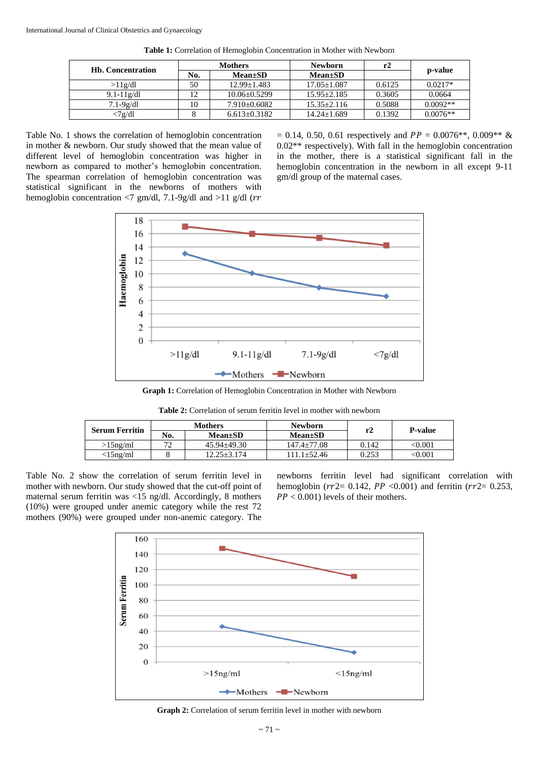**Table 1:** Correlation of Hemoglobin Concentration in Mother with Newborn

| Hb. Concentration | Mothers | | Newborn | r2 | p-value |
|---|---|---|---|---|---|
| | No. | Mean±SD | Mean±SD | | |
| >11g/dl | 50 | 12.99±1.483 | 17.05±1.087 | 0.6125 | 0.0217* |
| 9.1-11g/dl | 12 | 10.06±0.5299 | 15.95±2.185 | 0.3605 | 0.0664 |
| 7.1-9g/dl | 10 | 7.910±0.6082 | 15.35±2.116 | 0.5088 | 0.0092** |
| <7g/dl | 8 | 6.613±0.3182 | 14.24±1.689 | 0.1392 | 0.0076** |

Table No. 1 shows the correlation of hemoglobin concentration in mother & newborn. Our study showed that the mean value of different level of hemoglobin concentration was higher in newborn as compared to mother's hemoglobin concentration. The spearman correlation of hemoglobin concentration was statistical significant in the newborns of mothers with hemoglobin concentration <7 gm/dl, 7.1-9g/dl and >11 g/dl ($rr$ = 0.14, 0.50, 0.61 respectively and $PP$ = 0.0076**, 0.009** & 0.02** respectively). With fall in the hemoglobin concentration in the mother, there is a statistical significant fall in the hemoglobin concentration in the newborn in all except 9-11 gm/dl group of the maternal cases.

**Graph 1:** Correlation of Hemoglobin Concentration in Mother with Newborn

**Table 2:** Correlation of serum ferritin level in mother with newborn

| Serum Ferritin | Mothers | | Newborn | r2 | P-value |
|---|---|---|---|---|---|
| | No. | Mean±SD | Mean±SD | | |
| >15ng/ml | 72 | 45.94±49.30 | 147.4±77.08 | 0.142 | <0.001 |
| <15ng/ml | 8 | 12.25±3.174 | 111.1±52.46 | 0.253 | <0.001 |

Table No. 2 show the correlation of serum ferritin level in mother with newborn. Our study showed that the cut-off point of maternal serum ferritin was <15 ng/dl. Accordingly, 8 mothers (10%) were grouped under anemic category while the rest 72 mothers (90%) were grouped under non-anemic category. The newborns ferritin level had significant correlation with hemoglobin ($rr2$= 0.142, $PP$ <0.001) and ferritin ($rr2$= 0.253, $PP$ < 0.001) levels of their mothers.

**Graph 2:** Correlation of serum ferritin level in mother with newborn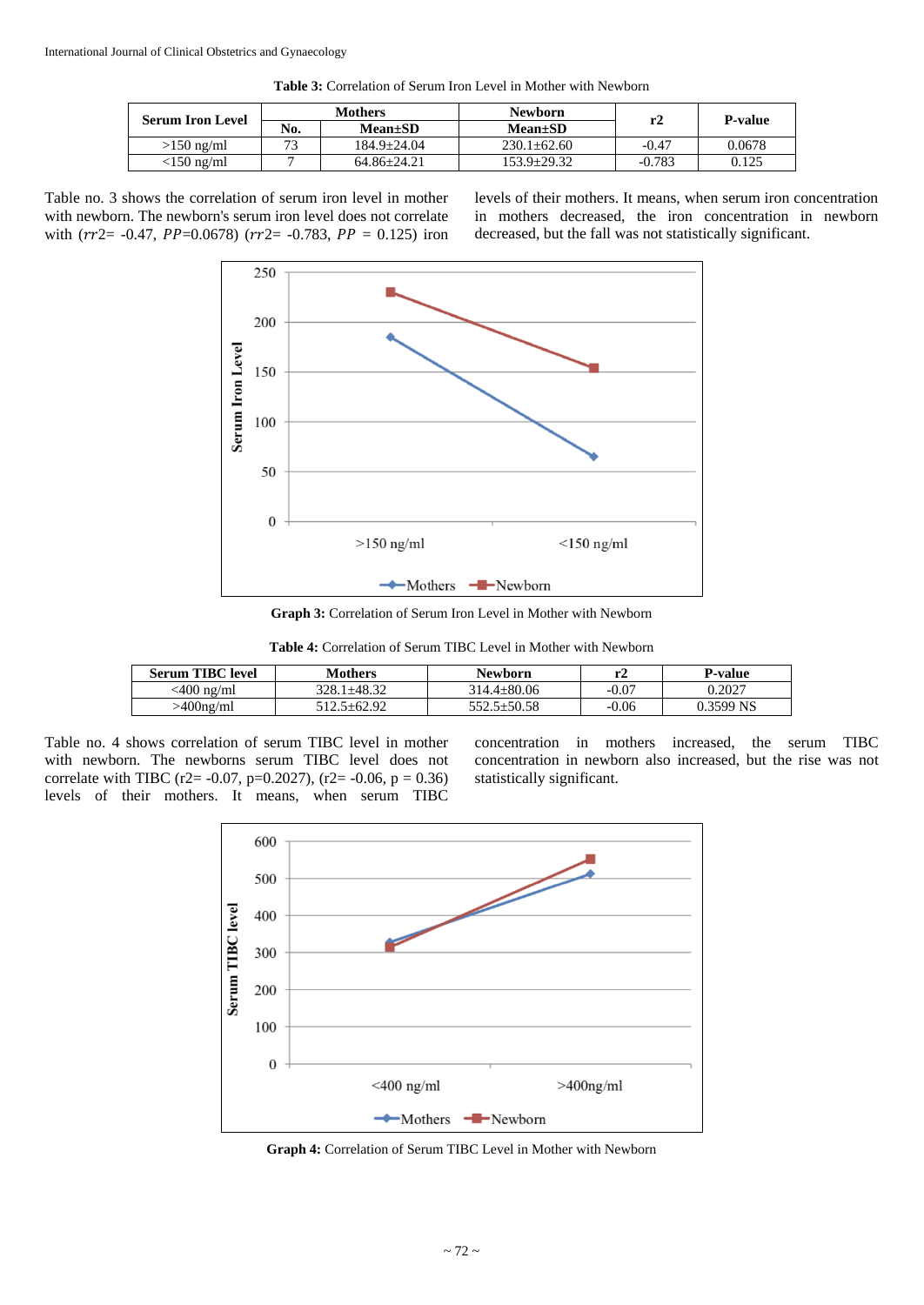**Table 3:** Correlation of Serum Iron Level in Mother with Newborn

| Serum Iron Level | Mothers | | Newborn | r2 | P-value |
|---|---|---|---|---|---|
| | No. | Mean±SD | Mean±SD | | |
| >150 ng/ml | 73 | 184.9±24.04 | 230.1±62.60 | -0.47 | 0.0678 |
| <150 ng/ml | 7 | 64.86±24.21 | 153.9±29.32 | -0.783 | 0.125 |

Table no. 3 shows the correlation of serum iron level in mother with newborn. The newborn's serum iron level does not correlate with ($rr2$= -0.47, $PP$=0.0678) ($rr2$= -0.783, $PP$ = 0.125) iron levels of their mothers. It means, when serum iron concentration in mothers decreased, the iron concentration in newborn decreased, but the fall was not statistically significant.

**Graph 3:** Correlation of Serum Iron Level in Mother with Newborn

**Table 4:** Correlation of Serum TIBC Level in Mother with Newborn

| Serum TIBC level | Mothers | Newborn | r2 | P-value |
|---|---|---|---|---|
| <400 ng/ml | 328.1±48.32 | 314.4±80.06 | -0.07 | 0.2027 |
| >400ng/ml | 512.5±62.92 | 552.5±50.58 | -0.06 | 0.3599 NS |

Table no. 4 shows correlation of serum TIBC level in mother with newborn. The newborns serum TIBC level does not correlate with TIBC (r2= -0.07, p=0.2027), (r2= -0.06, p = 0.36) levels of their mothers. It means, when serum TIBC concentration in mothers increased, the serum TIBC concentration in newborn also increased, but the rise was not statistically significant.

**Graph 4:** Correlation of Serum TIBC Level in Mother with Newborn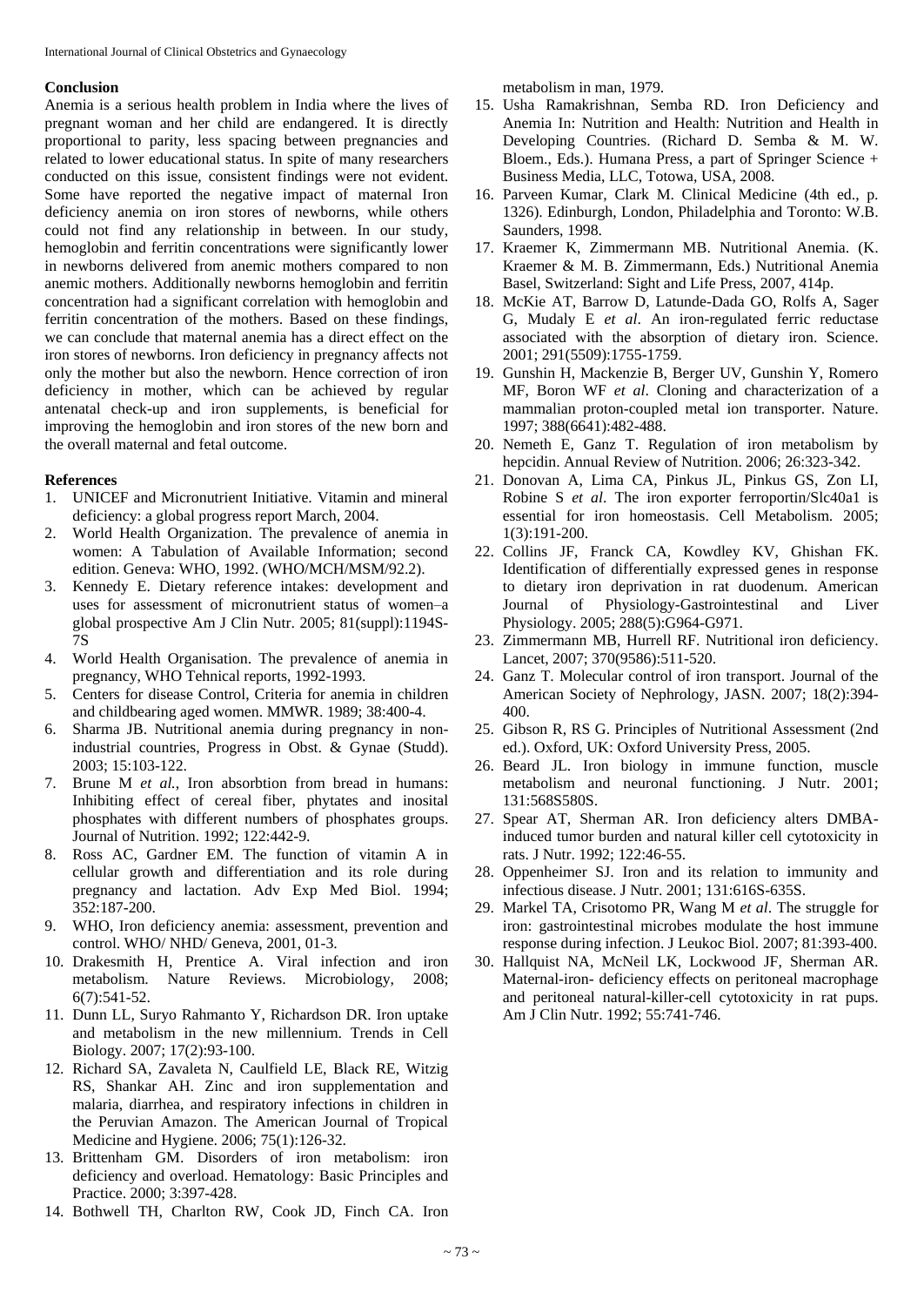## Conclusion

Anemia is a serious health problem in India where the lives of pregnant woman and her child are endangered. It is directly proportional to parity, less spacing between pregnancies and related to lower educational status. In spite of many researchers conducted on this issue, consistent findings were not evident. Some have reported the negative impact of maternal Iron deficiency anemia on iron stores of newborns, while others could not find any relationship in between. In our study, hemoglobin and ferritin concentrations were significantly lower in newborns delivered from anemic mothers compared to non anemic mothers. Additionally newborns hemoglobin and ferritin concentration had a significant correlation with hemoglobin and ferritin concentration of the mothers. Based on these findings, we can conclude that maternal anemia has a direct effect on the iron stores of newborns. Iron deficiency in pregnancy affects not only the mother but also the newborn. Hence correction of iron deficiency in mother, which can be achieved by regular antenatal check-up and iron supplements, is beneficial for improving the hemoglobin and iron stores of the new born and the overall maternal and fetal outcome.

## References

1. UNICEF and Micronutrient Initiative. Vitamin and mineral deficiency: a global progress report March, 2004.
2. World Health Organization. The prevalence of anemia in women: A Tabulation of Available Information; second edition. Geneva: WHO, 1992. (WHO/MCH/MSM/92.2).
3. Kennedy E. Dietary reference intakes: development and uses for assessment of micronutrient status of women–a global prospective Am J Clin Nutr. 2005; 81(suppl):1194S-7S
4. World Health Organisation. The prevalence of anemia in pregnancy, WHO Tehnical reports, 1992-1993.
5. Centers for disease Control, Criteria for anemia in children and childbearing aged women. MMWR. 1989; 38:400-4.
6. Sharma JB. Nutritional anemia during pregnancy in non-industrial countries, Progress in Obst. & Gynae (Studd). 2003; 15:103-122.
7. Brune M *et al.*, Iron absorbtion from bread in humans: Inhibiting effect of cereal fiber, phytates and inosital phosphates with different numbers of phosphates groups. Journal of Nutrition. 1992; 122:442-9.
8. Ross AC, Gardner EM. The function of vitamin A in cellular growth and differentiation and its role during pregnancy and lactation. Adv Exp Med Biol. 1994; 352:187-200.
9. WHO, Iron deficiency anemia: assessment, prevention and control. WHO/ NHD/ Geneva, 2001, 01-3.
10. Drakesmith H, Prentice A. Viral infection and iron metabolism. Nature Reviews. Microbiology, 2008; 6(7):541-52.
11. Dunn LL, Suryo Rahmanto Y, Richardson DR. Iron uptake and metabolism in the new millennium. Trends in Cell Biology. 2007; 17(2):93-100.
12. Richard SA, Zavaleta N, Caulfield LE, Black RE, Witzig RS, Shankar AH. Zinc and iron supplementation and malaria, diarrhea, and respiratory infections in children in the Peruvian Amazon. The American Journal of Tropical Medicine and Hygiene. 2006; 75(1):126-32.
13. Brittenham GM. Disorders of iron metabolism: iron deficiency and overload. Hematology: Basic Principles and Practice. 2000; 3:397-428.
14. Bothwell TH, Charlton RW, Cook JD, Finch CA. Iron metabolism in man, 1979.
15. Usha Ramakrishnan, Semba RD. Iron Deficiency and Anemia In: Nutrition and Health: Nutrition and Health in Developing Countries. (Richard D. Semba & M. W. Bloem., Eds.). Humana Press, a part of Springer Science + Business Media, LLC, Totowa, USA, 2008.
16. Parveen Kumar, Clark M. Clinical Medicine (4th ed., p. 1326). Edinburgh, London, Philadelphia and Toronto: W.B. Saunders, 1998.
17. Kraemer K, Zimmermann MB. Nutritional Anemia. (K. Kraemer & M. B. Zimmermann, Eds.) Nutritional Anemia Basel, Switzerland: Sight and Life Press, 2007, 414p.
18. McKie AT, Barrow D, Latunde-Dada GO, Rolfs A, Sager G, Mudaly E *et al*. An iron-regulated ferric reductase associated with the absorption of dietary iron. Science. 2001; 291(5509):1755-1759.
19. Gunshin H, Mackenzie B, Berger UV, Gunshin Y, Romero MF, Boron WF *et al*. Cloning and characterization of a mammalian proton-coupled metal ion transporter. Nature. 1997; 388(6641):482-488.
20. Nemeth E, Ganz T. Regulation of iron metabolism by hepcidin. Annual Review of Nutrition. 2006; 26:323-342.
21. Donovan A, Lima CA, Pinkus JL, Pinkus GS, Zon LI, Robine S *et al*. The iron exporter ferroportin/Slc40a1 is essential for iron homeostasis. Cell Metabolism. 2005; 1(3):191-200.
22. Collins JF, Franck CA, Kowdley KV, Ghishan FK. Identification of differentially expressed genes in response to dietary iron deprivation in rat duodenum. American Journal of Physiology-Gastrointestinal and Liver Physiology. 2005; 288(5):G964-G971.
23. Zimmermann MB, Hurrell RF. Nutritional iron deficiency. Lancet, 2007; 370(9586):511-520.
24. Ganz T. Molecular control of iron transport. Journal of the American Society of Nephrology, JASN. 2007; 18(2):394-400.
25. Gibson R, RS G. Principles of Nutritional Assessment (2nd ed.). Oxford, UK: Oxford University Press, 2005.
26. Beard JL. Iron biology in immune function, muscle metabolism and neuronal functioning. J Nutr. 2001; 131:568S580S.
27. Spear AT, Sherman AR. Iron deficiency alters DMBA-induced tumor burden and natural killer cell cytotoxicity in rats. J Nutr. 1992; 122:46-55.
28. Oppenheimer SJ. Iron and its relation to immunity and infectious disease. J Nutr. 2001; 131:616S-635S.
29. Markel TA, Crisotomo PR, Wang M *et al*. The struggle for iron: gastrointestinal microbes modulate the host immune response during infection. J Leukoc Biol. 2007; 81:393-400.
30. Hallquist NA, McNeil LK, Lockwood JF, Sherman AR. Maternal-iron- deficiency effects on peritoneal macrophage and peritoneal natural-killer-cell cytotoxicity in rat pups. Am J Clin Nutr. 1992; 55:741-746.